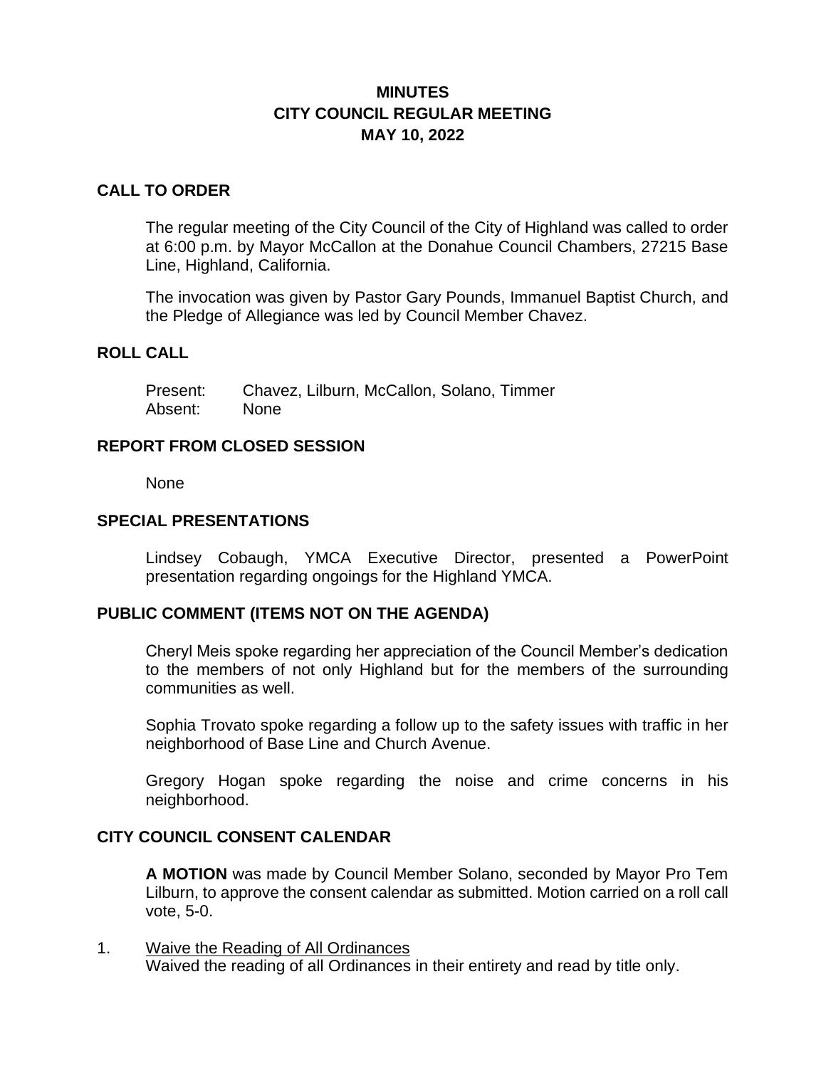# MINUTES
# CITY COUNCIL REGULAR MEETING
# MAY 10, 2022

## CALL TO ORDER

The regular meeting of the City Council of the City of Highland was called to order at 6:00 p.m. by Mayor McCallon at the Donahue Council Chambers, 27215 Base Line, Highland, California.

The invocation was given by Pastor Gary Pounds, Immanuel Baptist Church, and the Pledge of Allegiance was led by Council Member Chavez.

## ROLL CALL

Present: Chavez, Lilburn, McCallon, Solano, Timmer
Absent: None

## REPORT FROM CLOSED SESSION

None

## SPECIAL PRESENTATIONS

Lindsey Cobaugh, YMCA Executive Director, presented a PowerPoint presentation regarding ongoings for the Highland YMCA.

## PUBLIC COMMENT (ITEMS NOT ON THE AGENDA)

Cheryl Meis spoke regarding her appreciation of the Council Member's dedication to the members of not only Highland but for the members of the surrounding communities as well.

Sophia Trovato spoke regarding a follow up to the safety issues with traffic in her neighborhood of Base Line and Church Avenue.

Gregory Hogan spoke regarding the noise and crime concerns in his neighborhood.

## CITY COUNCIL CONSENT CALENDAR

**A MOTION** was made by Council Member Solano, seconded by Mayor Pro Tem Lilburn, to approve the consent calendar as submitted. Motion carried on a roll call vote, 5-0.

1. Waive the Reading of All Ordinances
   Waived the reading of all Ordinances in their entirety and read by title only.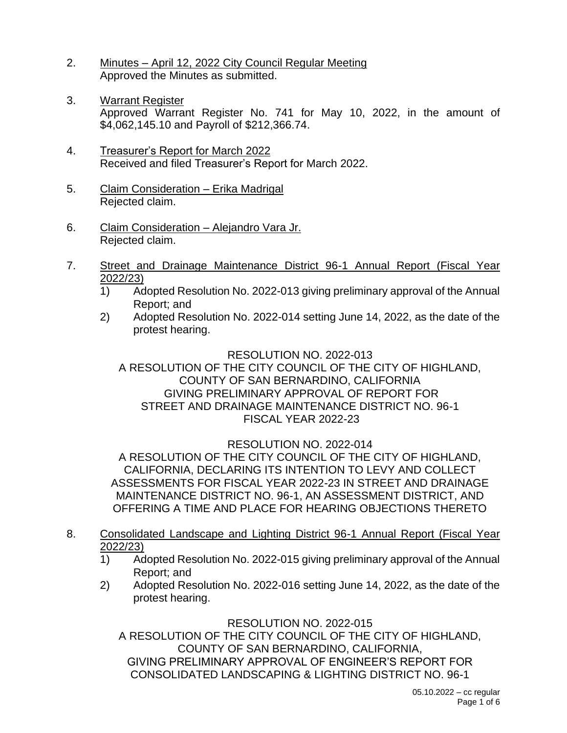2. <u>Minutes – April 12, 2022 City Council Regular Meeting</u>
   Approved the Minutes as submitted.

3. <u>Warrant Register</u>
   Approved Warrant Register No. 741 for May 10, 2022, in the amount of $4,062,145.10 and Payroll of $212,366.74.

4. <u>Treasurer's Report for March 2022</u>
   Received and filed Treasurer's Report for March 2022.

5. <u>Claim Consideration – Erika Madrigal</u>
   Rejected claim.

6. <u>Claim Consideration – Alejandro Vara Jr.</u>
   Rejected claim.

7. <u>Street and Drainage Maintenance District 96-1 Annual Report (Fiscal Year 2022/23)</u>
   1) Adopted Resolution No. 2022-013 giving preliminary approval of the Annual Report; and
   2) Adopted Resolution No. 2022-014 setting June 14, 2022, as the date of the protest hearing.

   RESOLUTION NO. 2022-013
   A RESOLUTION OF THE CITY COUNCIL OF THE CITY OF HIGHLAND, COUNTY OF SAN BERNARDINO, CALIFORNIA GIVING PRELIMINARY APPROVAL OF REPORT FOR STREET AND DRAINAGE MAINTENANCE DISTRICT NO. 96-1 FISCAL YEAR 2022-23

   RESOLUTION NO. 2022-014
   A RESOLUTION OF THE CITY COUNCIL OF THE CITY OF HIGHLAND, CALIFORNIA, DECLARING ITS INTENTION TO LEVY AND COLLECT ASSESSMENTS FOR FISCAL YEAR 2022-23 IN STREET AND DRAINAGE MAINTENANCE DISTRICT NO. 96-1, AN ASSESSMENT DISTRICT, AND OFFERING A TIME AND PLACE FOR HEARING OBJECTIONS THERETO

8. <u>Consolidated Landscape and Lighting District 96-1 Annual Report (Fiscal Year 2022/23)</u>
   1) Adopted Resolution No. 2022-015 giving preliminary approval of the Annual Report; and
   2) Adopted Resolution No. 2022-016 setting June 14, 2022, as the date of the protest hearing.

   RESOLUTION NO. 2022-015
   A RESOLUTION OF THE CITY COUNCIL OF THE CITY OF HIGHLAND, COUNTY OF SAN BERNARDINO, CALIFORNIA, GIVING PRELIMINARY APPROVAL OF ENGINEER'S REPORT FOR CONSOLIDATED LANDSCAPING & LIGHTING DISTRICT NO. 96-1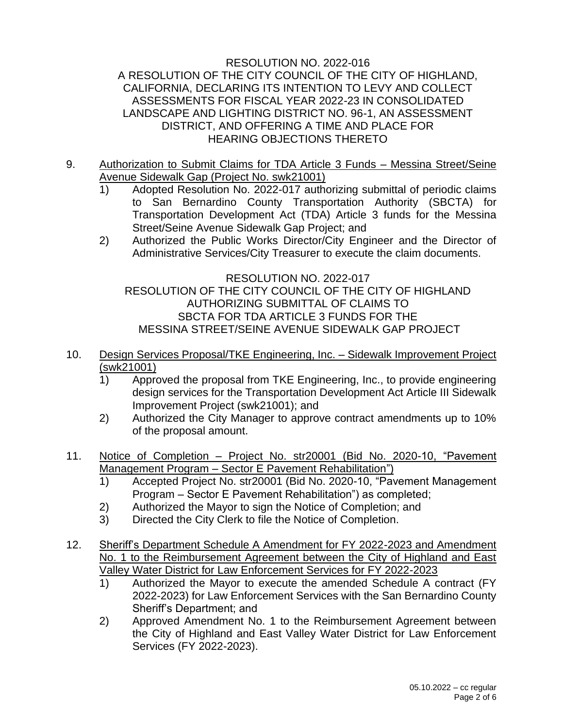RESOLUTION NO. 2022-016
A RESOLUTION OF THE CITY COUNCIL OF THE CITY OF HIGHLAND, CALIFORNIA, DECLARING ITS INTENTION TO LEVY AND COLLECT ASSESSMENTS FOR FISCAL YEAR 2022-23 IN CONSOLIDATED LANDSCAPE AND LIGHTING DISTRICT NO. 96-1, AN ASSESSMENT DISTRICT, AND OFFERING A TIME AND PLACE FOR HEARING OBJECTIONS THERETO

9. Authorization to Submit Claims for TDA Article 3 Funds – Messina Street/Seine Avenue Sidewalk Gap (Project No. swk21001)
   1) Adopted Resolution No. 2022-017 authorizing submittal of periodic claims to San Bernardino County Transportation Authority (SBCTA) for Transportation Development Act (TDA) Article 3 funds for the Messina Street/Seine Avenue Sidewalk Gap Project; and
   2) Authorized the Public Works Director/City Engineer and the Director of Administrative Services/City Treasurer to execute the claim documents.

RESOLUTION NO. 2022-017
RESOLUTION OF THE CITY COUNCIL OF THE CITY OF HIGHLAND AUTHORIZING SUBMITTAL OF CLAIMS TO SBCTA FOR TDA ARTICLE 3 FUNDS FOR THE MESSINA STREET/SEINE AVENUE SIDEWALK GAP PROJECT

10. Design Services Proposal/TKE Engineering, Inc. – Sidewalk Improvement Project (swk21001)
    1) Approved the proposal from TKE Engineering, Inc., to provide engineering design services for the Transportation Development Act Article III Sidewalk Improvement Project (swk21001); and
    2) Authorized the City Manager to approve contract amendments up to 10% of the proposal amount.

11. Notice of Completion – Project No. str20001 (Bid No. 2020-10, "Pavement Management Program – Sector E Pavement Rehabilitation")
    1) Accepted Project No. str20001 (Bid No. 2020-10, "Pavement Management Program – Sector E Pavement Rehabilitation") as completed;
    2) Authorized the Mayor to sign the Notice of Completion; and
    3) Directed the City Clerk to file the Notice of Completion.

12. Sheriff's Department Schedule A Amendment for FY 2022-2023 and Amendment No. 1 to the Reimbursement Agreement between the City of Highland and East Valley Water District for Law Enforcement Services for FY 2022-2023
    1) Authorized the Mayor to execute the amended Schedule A contract (FY 2022-2023) for Law Enforcement Services with the San Bernardino County Sheriff's Department; and
    2) Approved Amendment No. 1 to the Reimbursement Agreement between the City of Highland and East Valley Water District for Law Enforcement Services (FY 2022-2023).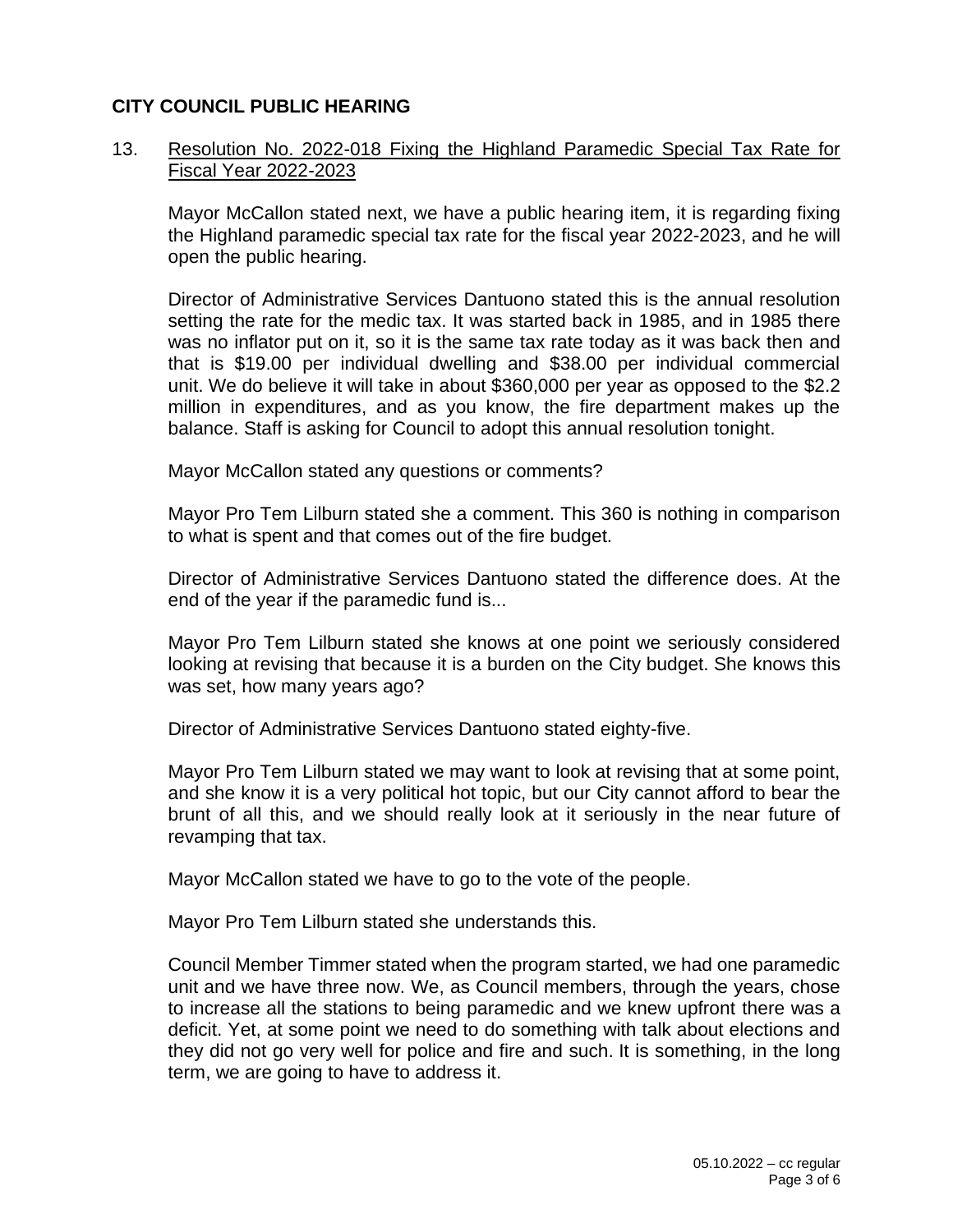## CITY COUNCIL PUBLIC HEARING

13. Resolution No. 2022-018 Fixing the Highland Paramedic Special Tax Rate for Fiscal Year 2022-2023

Mayor McCallon stated next, we have a public hearing item, it is regarding fixing the Highland paramedic special tax rate for the fiscal year 2022-2023, and he will open the public hearing.

Director of Administrative Services Dantuono stated this is the annual resolution setting the rate for the medic tax. It was started back in 1985, and in 1985 there was no inflator put on it, so it is the same tax rate today as it was back then and that is $19.00 per individual dwelling and $38.00 per individual commercial unit. We do believe it will take in about $360,000 per year as opposed to the $2.2 million in expenditures, and as you know, the fire department makes up the balance. Staff is asking for Council to adopt this annual resolution tonight.

Mayor McCallon stated any questions or comments?

Mayor Pro Tem Lilburn stated she a comment. This 360 is nothing in comparison to what is spent and that comes out of the fire budget.

Director of Administrative Services Dantuono stated the difference does. At the end of the year if the paramedic fund is...

Mayor Pro Tem Lilburn stated she knows at one point we seriously considered looking at revising that because it is a burden on the City budget. She knows this was set, how many years ago?

Director of Administrative Services Dantuono stated eighty-five.

Mayor Pro Tem Lilburn stated we may want to look at revising that at some point, and she know it is a very political hot topic, but our City cannot afford to bear the brunt of all this, and we should really look at it seriously in the near future of revamping that tax.

Mayor McCallon stated we have to go to the vote of the people.

Mayor Pro Tem Lilburn stated she understands this.

Council Member Timmer stated when the program started, we had one paramedic unit and we have three now. We, as Council members, through the years, chose to increase all the stations to being paramedic and we knew upfront there was a deficit. Yet, at some point we need to do something with talk about elections and they did not go very well for police and fire and such. It is something, in the long term, we are going to have to address it.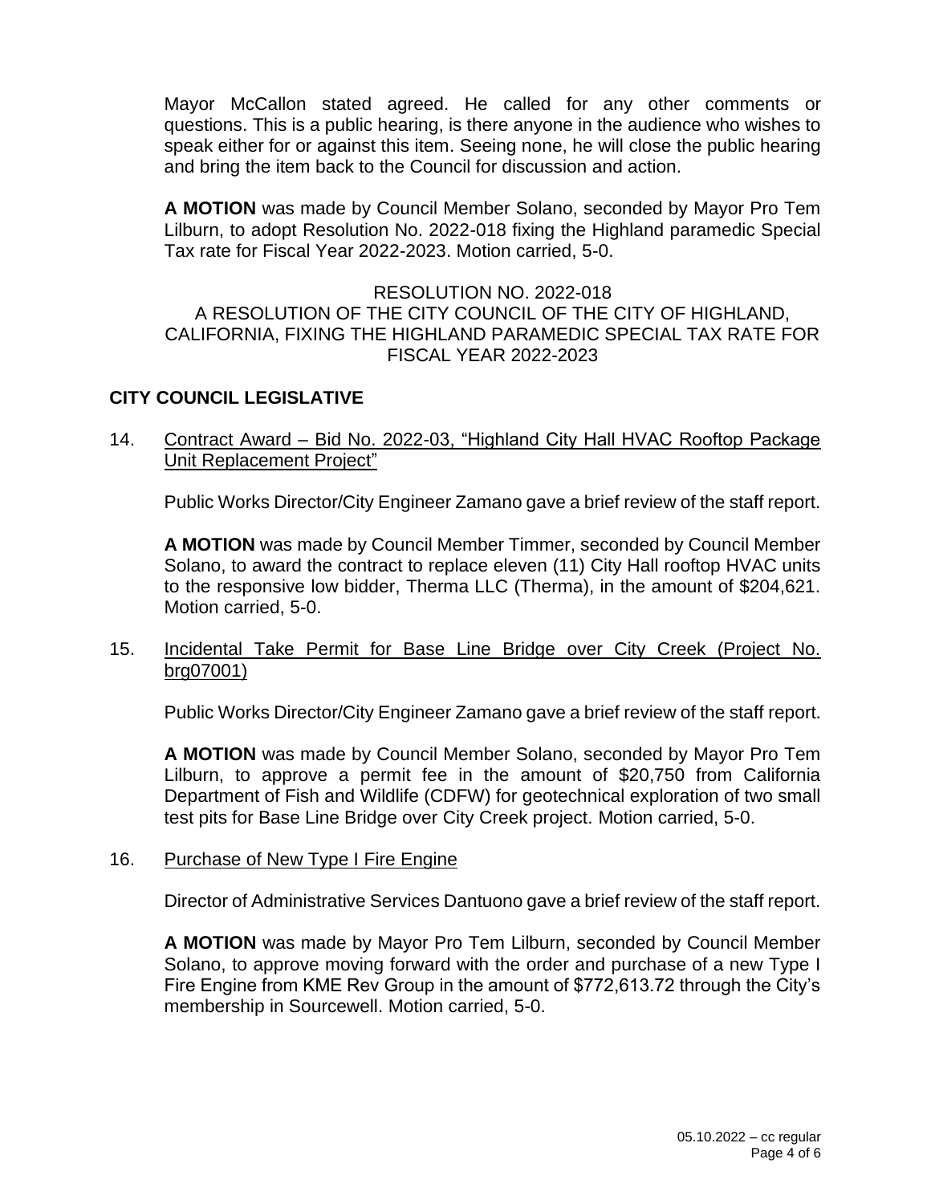Mayor McCallon stated agreed. He called for any other comments or questions. This is a public hearing, is there anyone in the audience who wishes to speak either for or against this item. Seeing none, he will close the public hearing and bring the item back to the Council for discussion and action.

**A MOTION** was made by Council Member Solano, seconded by Mayor Pro Tem Lilburn, to adopt Resolution No. 2022-018 fixing the Highland paramedic Special Tax rate for Fiscal Year 2022-2023. Motion carried, 5-0.

RESOLUTION NO. 2022-018
A RESOLUTION OF THE CITY COUNCIL OF THE CITY OF HIGHLAND, CALIFORNIA, FIXING THE HIGHLAND PARAMEDIC SPECIAL TAX RATE FOR FISCAL YEAR 2022-2023

## CITY COUNCIL LEGISLATIVE

14. Contract Award – Bid No. 2022-03, "Highland City Hall HVAC Rooftop Package Unit Replacement Project"

    Public Works Director/City Engineer Zamano gave a brief review of the staff report.

    **A MOTION** was made by Council Member Timmer, seconded by Council Member Solano, to award the contract to replace eleven (11) City Hall rooftop HVAC units to the responsive low bidder, Therma LLC (Therma), in the amount of $204,621. Motion carried, 5-0.

15. Incidental Take Permit for Base Line Bridge over City Creek (Project No. brg07001)

    Public Works Director/City Engineer Zamano gave a brief review of the staff report.

    **A MOTION** was made by Council Member Solano, seconded by Mayor Pro Tem Lilburn, to approve a permit fee in the amount of $20,750 from California Department of Fish and Wildlife (CDFW) for geotechnical exploration of two small test pits for Base Line Bridge over City Creek project. Motion carried, 5-0.

16. Purchase of New Type I Fire Engine

    Director of Administrative Services Dantuono gave a brief review of the staff report.

    **A MOTION** was made by Mayor Pro Tem Lilburn, seconded by Council Member Solano, to approve moving forward with the order and purchase of a new Type I Fire Engine from KME Rev Group in the amount of $772,613.72 through the City's membership in Sourcewell. Motion carried, 5-0.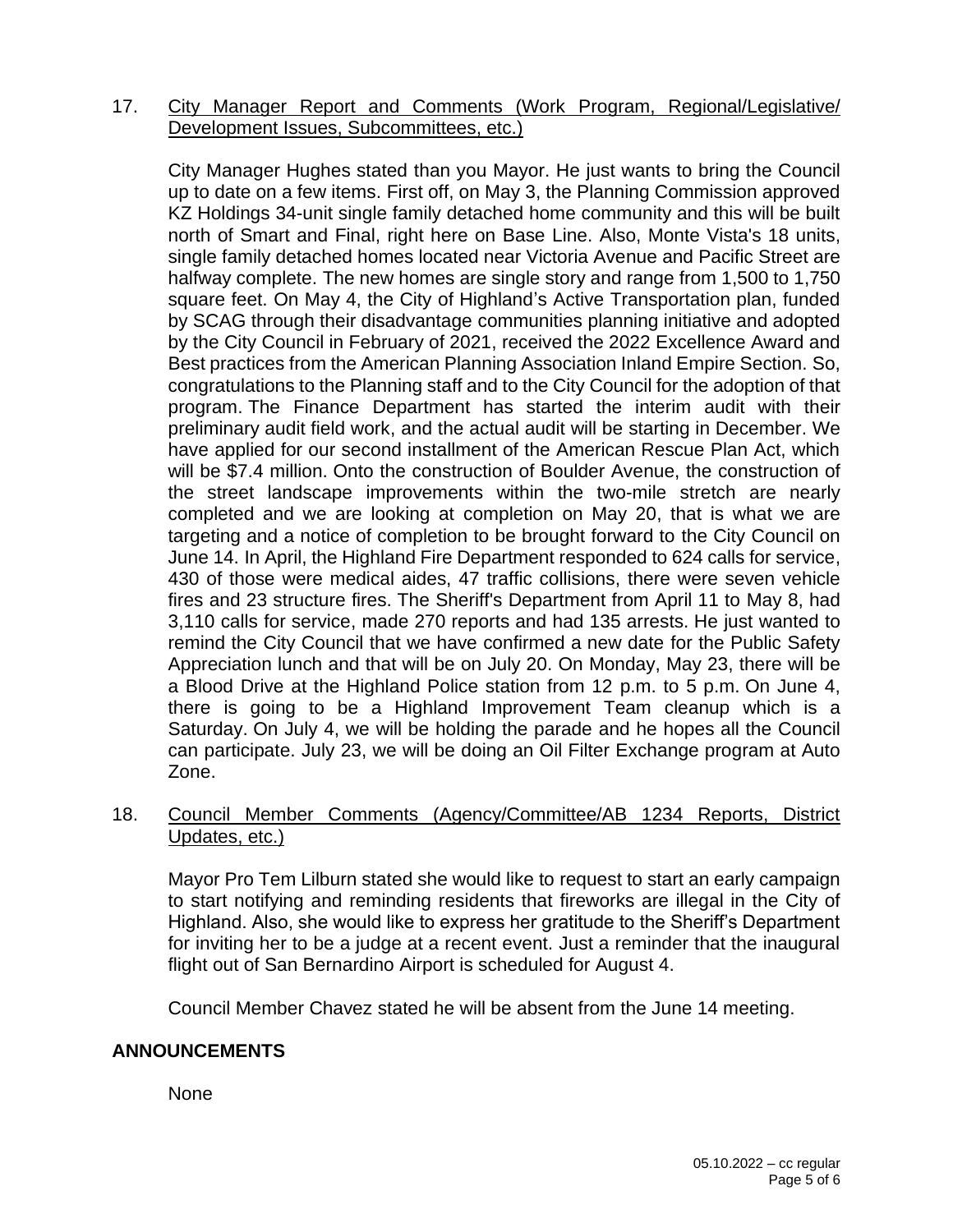17. <u>City Manager Report and Comments (Work Program, Regional/Legislative/ Development Issues, Subcommittees, etc.)</u>

    City Manager Hughes stated than you Mayor. He just wants to bring the Council up to date on a few items. First off, on May 3, the Planning Commission approved KZ Holdings 34-unit single family detached home community and this will be built north of Smart and Final, right here on Base Line. Also, Monte Vista's 18 units, single family detached homes located near Victoria Avenue and Pacific Street are halfway complete. The new homes are single story and range from 1,500 to 1,750 square feet. On May 4, the City of Highland's Active Transportation plan, funded by SCAG through their disadvantage communities planning initiative and adopted by the City Council in February of 2021, received the 2022 Excellence Award and Best practices from the American Planning Association Inland Empire Section. So, congratulations to the Planning staff and to the City Council for the adoption of that program. The Finance Department has started the interim audit with their preliminary audit field work, and the actual audit will be starting in December. We have applied for our second installment of the American Rescue Plan Act, which will be $7.4 million. Onto the construction of Boulder Avenue, the construction of the street landscape improvements within the two-mile stretch are nearly completed and we are looking at completion on May 20, that is what we are targeting and a notice of completion to be brought forward to the City Council on June 14. In April, the Highland Fire Department responded to 624 calls for service, 430 of those were medical aides, 47 traffic collisions, there were seven vehicle fires and 23 structure fires. The Sheriff's Department from April 11 to May 8, had 3,110 calls for service, made 270 reports and had 135 arrests. He just wanted to remind the City Council that we have confirmed a new date for the Public Safety Appreciation lunch and that will be on July 20. On Monday, May 23, there will be a Blood Drive at the Highland Police station from 12 p.m. to 5 p.m. On June 4, there is going to be a Highland Improvement Team cleanup which is a Saturday. On July 4, we will be holding the parade and he hopes all the Council can participate. July 23, we will be doing an Oil Filter Exchange program at Auto Zone.

18. <u>Council Member Comments (Agency/Committee/AB 1234 Reports, District Updates, etc.)</u>

    Mayor Pro Tem Lilburn stated she would like to request to start an early campaign to start notifying and reminding residents that fireworks are illegal in the City of Highland. Also, she would like to express her gratitude to the Sheriff's Department for inviting her to be a judge at a recent event. Just a reminder that the inaugural flight out of San Bernardino Airport is scheduled for August 4.

    Council Member Chavez stated he will be absent from the June 14 meeting.

## ANNOUNCEMENTS

None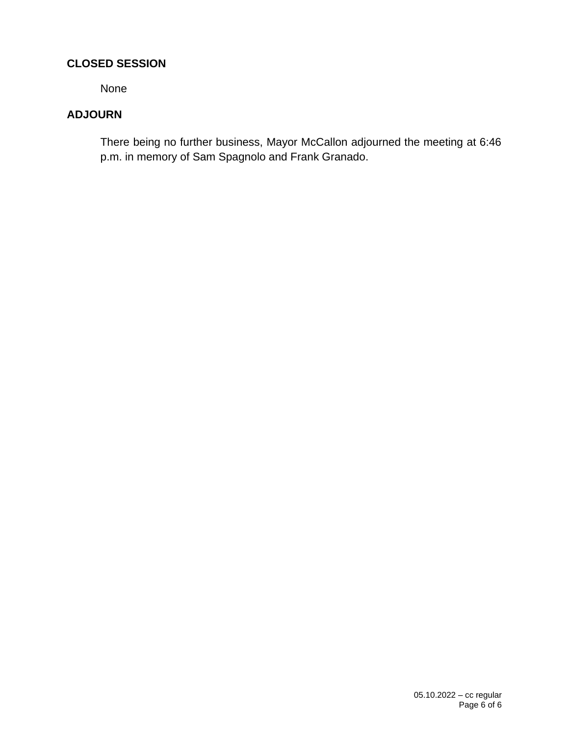**CLOSED SESSION**

None

**ADJOURN**

There being no further business, Mayor McCallon adjourned the meeting at 6:46 p.m. in memory of Sam Spagnolo and Frank Granado.